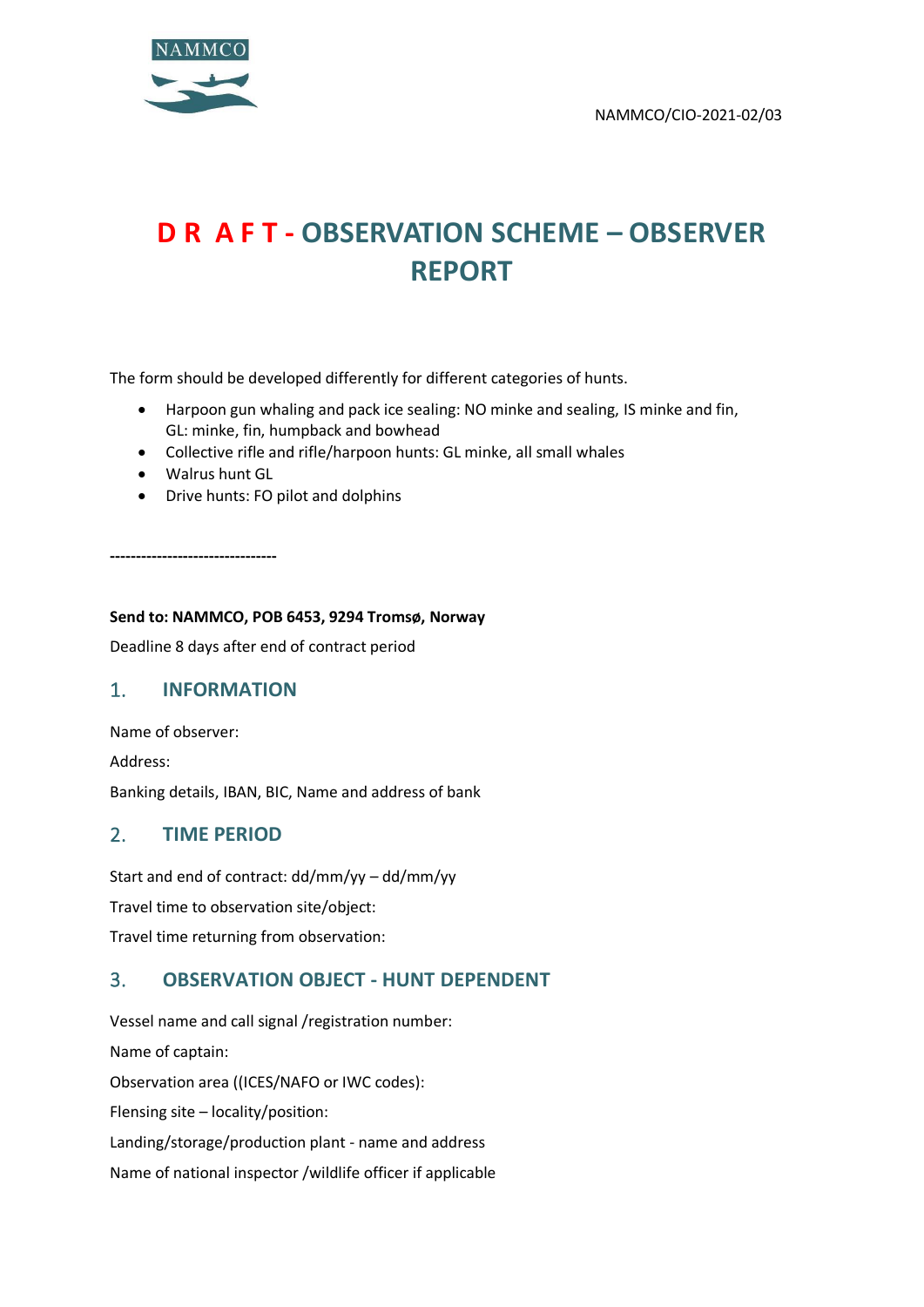NAMMCO/CIO-2021-02/03

# D R A F T - OBSERVATION SCHEME – OBSERVER REPORT

The form should be developed differently for different categories of hunts.

- Harpoon gun whaling and pack ice sealing: NO minke and sealing, IS minke and fin, GL: minke, fin, humpback and bowhead
- Collective rifle and rifle/harpoon hunts: GL minke, all small whales
- Walrus hunt GL
- Drive hunts: FO pilot and dolphins

--------------------------------

**Send to: NAMMCO, POB 6453, 9294 Tromsø, Norway**

Deadline 8 days after end of contract period

## 1. INFORMATION

Name of observer:

Address:

Banking details, IBAN, BIC, Name and address of bank

## 2. TIME PERIOD

Start and end of contract: dd/mm/yy – dd/mm/yy

Travel time to observation site/object:

Travel time returning from observation:

## 3. OBSERVATION OBJECT - HUNT DEPENDENT

Vessel name and call signal /registration number:

Name of captain:

Observation area ((ICES/NAFO or IWC codes):

Flensing site – locality/position:

Landing/storage/production plant - name and address

Name of national inspector /wildlife officer if applicable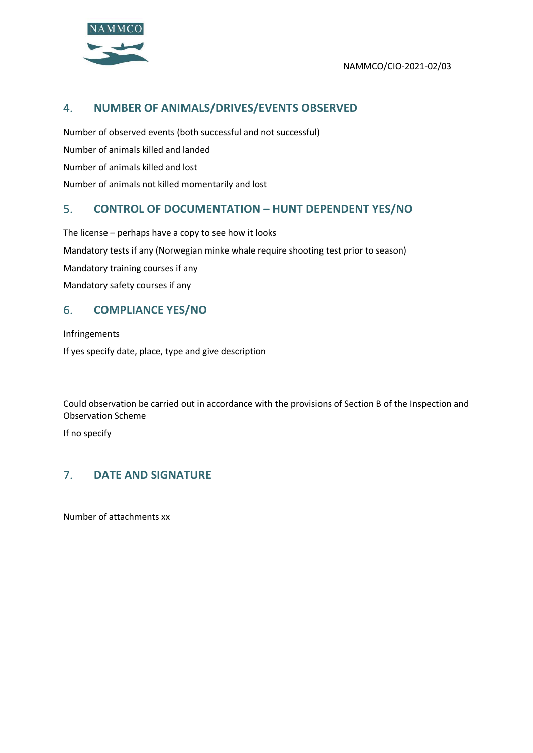## 4. NUMBER OF ANIMALS/DRIVES/EVENTS OBSERVED

Number of observed events (both successful and not successful)

Number of animals killed and landed

Number of animals killed and lost

Number of animals not killed momentarily and lost

## 5. CONTROL OF DOCUMENTATION – HUNT DEPENDENT YES/NO

The license – perhaps have a copy to see how it looks

Mandatory tests if any (Norwegian minke whale require shooting test prior to season)

Mandatory training courses if any

Mandatory safety courses if any

## 6. COMPLIANCE YES/NO

Infringements

If yes specify date, place, type and give description

Could observation be carried out in accordance with the provisions of Section B of the Inspection and Observation Scheme

If no specify

## 7. DATE AND SIGNATURE

Number of attachments xx